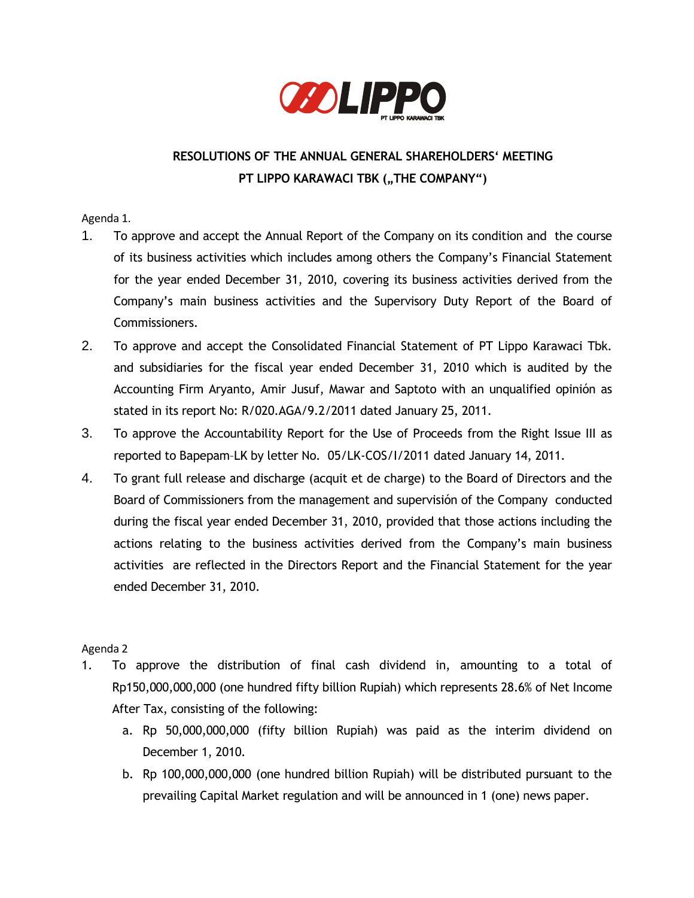# RESOLUTIONS OF THE ANNUAL GENERAL SHAREHOLDERS' MEETING
## PT LIPPO KARAWACI TBK („THE COMPANY")

Agenda 1.

1. To approve and accept the Annual Report of the Company on its condition and the course of its business activities which includes among others the Company's Financial Statement for the year ended December 31, 2010, covering its business activities derived from the Company's main business activities and the Supervisory Duty Report of the Board of Commissioners.
2. To approve and accept the Consolidated Financial Statement of PT Lippo Karawaci Tbk. and subsidiaries for the fiscal year ended December 31, 2010 which is audited by the Accounting Firm Aryanto, Amir Jusuf, Mawar and Saptoto with an unqualified opinión as stated in its report No: R/020.AGA/9.2/2011 dated January 25, 2011.
3. To approve the Accountability Report for the Use of Proceeds from the Right Issue III as reported to Bapepam-LK by letter No. 05/LK-COS/I/2011 dated January 14, 2011.
4. To grant full release and discharge (acquit et de charge) to the Board of Directors and the Board of Commissioners from the management and supervisión of the Company conducted during the fiscal year ended December 31, 2010, provided that those actions including the actions relating to the business activities derived from the Company's main business activities are reflected in the Directors Report and the Financial Statement for the year ended December 31, 2010.

Agenda 2

1. To approve the distribution of final cash dividend in, amounting to a total of Rp150,000,000,000 (one hundred fifty billion Rupiah) which represents 28.6% of Net Income After Tax, consisting of the following:
   a. Rp 50,000,000,000 (fifty billion Rupiah) was paid as the interim dividend on December 1, 2010.
   b. Rp 100,000,000,000 (one hundred billion Rupiah) will be distributed pursuant to the prevailing Capital Market regulation and will be announced in 1 (one) news paper.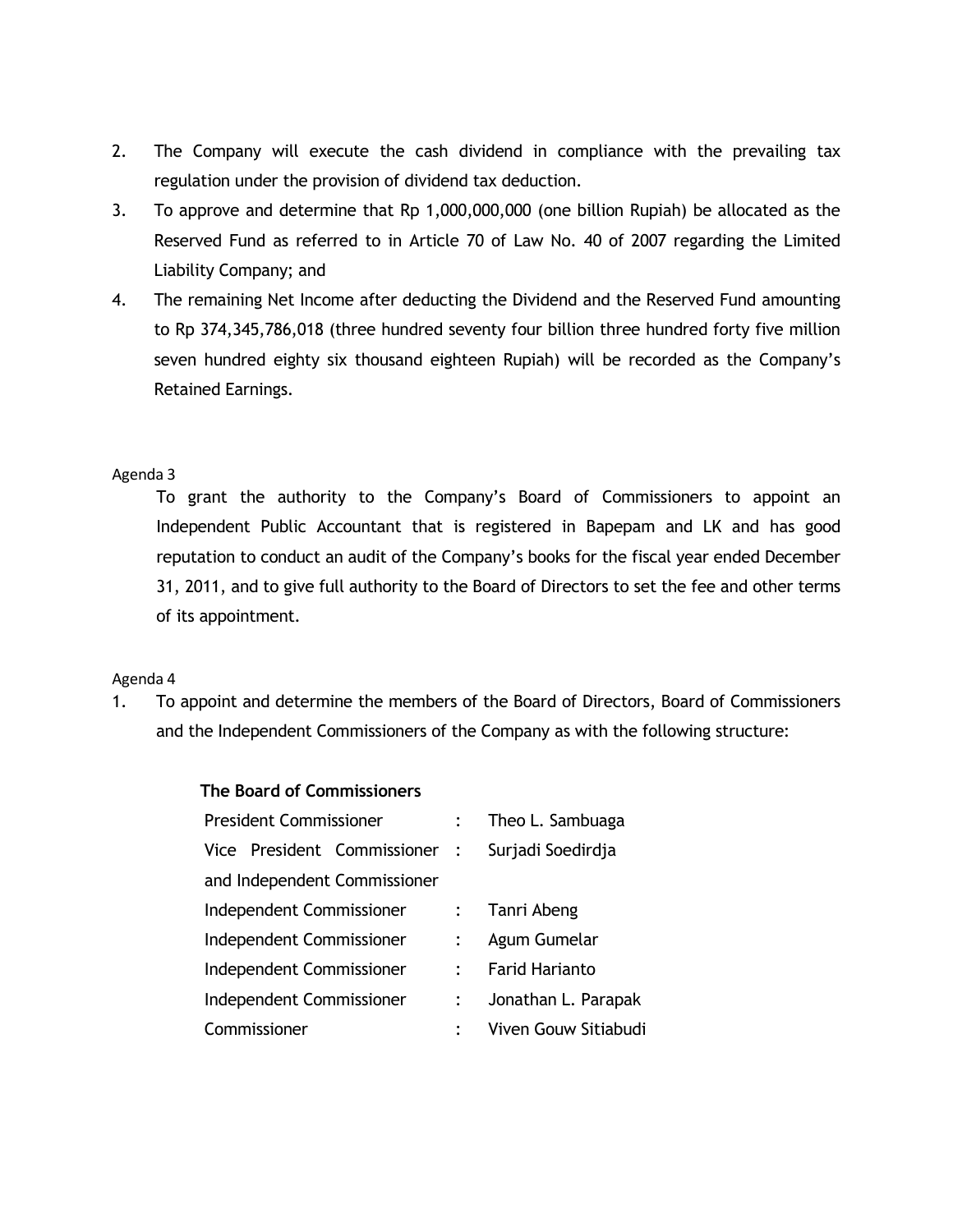2. The Company will execute the cash dividend in compliance with the prevailing tax regulation under the provision of dividend tax deduction.
3. To approve and determine that Rp 1,000,000,000 (one billion Rupiah) be allocated as the Reserved Fund as referred to in Article 70 of Law No. 40 of 2007 regarding the Limited Liability Company; and
4. The remaining Net Income after deducting the Dividend and the Reserved Fund amounting to Rp 374,345,786,018 (three hundred seventy four billion three hundred forty five million seven hundred eighty six thousand eighteen Rupiah) will be recorded as the Company's Retained Earnings.

Agenda 3

To grant the authority to the Company's Board of Commissioners to appoint an Independent Public Accountant that is registered in Bapepam and LK and has good reputation to conduct an audit of the Company's books for the fiscal year ended December 31, 2011, and to give full authority to the Board of Directors to set the fee and other terms of its appointment.

Agenda 4

1. To appoint and determine the members of the Board of Directors, Board of Commissioners and the Independent Commissioners of the Company as with the following structure:

**The Board of Commissioners**

| | | |
|---|---|---|
| President Commissioner | : | Theo L. Sambuaga |
| Vice President Commissioner and Independent Commissioner | : | Surjadi Soedirdja |
| Independent Commissioner | : | Tanri Abeng |
| Independent Commissioner | : | Agum Gumelar |
| Independent Commissioner | : | Farid Harianto |
| Independent Commissioner | : | Jonathan L. Parapak |
| Commissioner | : | Viven Gouw Sitiabudi |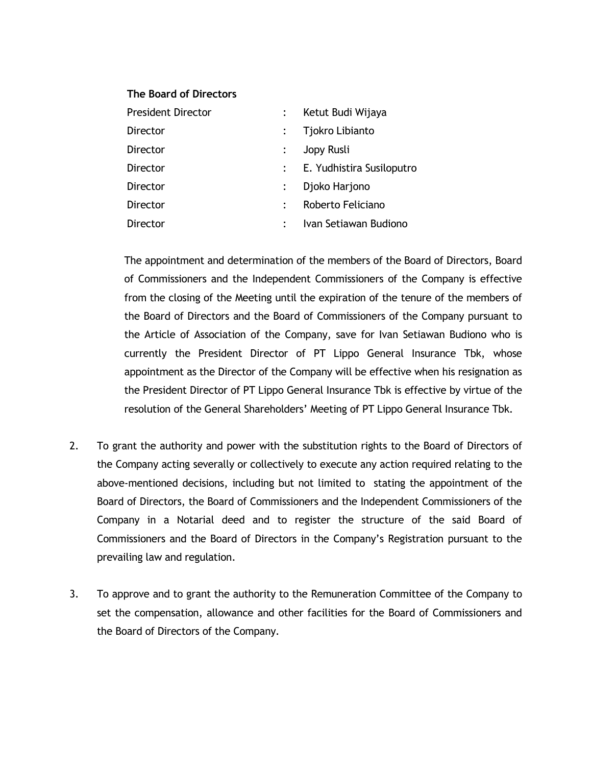**The Board of Directors**

| | | |
|---|---|---|
| President Director | : | Ketut Budi Wijaya |
| Director | : | Tjokro Libianto |
| Director | : | Jopy Rusli |
| Director | : | E. Yudhistira Susiloputro |
| Director | : | Djoko Harjono |
| Director | : | Roberto Feliciano |
| Director | : | Ivan Setiawan Budiono |

The appointment and determination of the members of the Board of Directors, Board of Commissioners and the Independent Commissioners of the Company is effective from the closing of the Meeting until the expiration of the tenure of the members of the Board of Directors and the Board of Commissioners of the Company pursuant to the Article of Association of the Company, save for Ivan Setiawan Budiono who is currently the President Director of PT Lippo General Insurance Tbk, whose appointment as the Director of the Company will be effective when his resignation as the President Director of PT Lippo General Insurance Tbk is effective by virtue of the resolution of the General Shareholders' Meeting of PT Lippo General Insurance Tbk.

2. To grant the authority and power with the substitution rights to the Board of Directors of the Company acting severally or collectively to execute any action required relating to the above-mentioned decisions, including but not limited to stating the appointment of the Board of Directors, the Board of Commissioners and the Independent Commissioners of the Company in a Notarial deed and to register the structure of the said Board of Commissioners and the Board of Directors in the Company's Registration pursuant to the prevailing law and regulation.

3. To approve and to grant the authority to the Remuneration Committee of the Company to set the compensation, allowance and other facilities for the Board of Commissioners and the Board of Directors of the Company.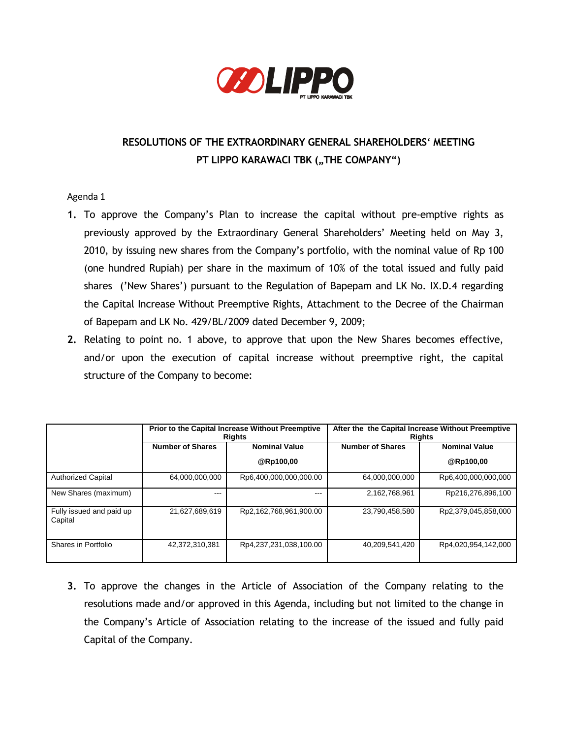# RESOLUTIONS OF THE EXTRAORDINARY GENERAL SHAREHOLDERS' MEETING PT LIPPO KARAWACI TBK („THE COMPANY")

Agenda 1

1. To approve the Company's Plan to increase the capital without pre-emptive rights as previously approved by the Extraordinary General Shareholders' Meeting held on May 3, 2010, by issuing new shares from the Company's portfolio, with the nominal value of Rp 100 (one hundred Rupiah) per share in the maximum of 10% of the total issued and fully paid shares ('New Shares') pursuant to the Regulation of Bapepam and LK No. IX.D.4 regarding the Capital Increase Without Preemptive Rights, Attachment to the Decree of the Chairman of Bapepam and LK No. 429/BL/2009 dated December 9, 2009;
2. Relating to point no. 1 above, to approve that upon the New Shares becomes effective, and/or upon the execution of capital increase without preemptive right, the capital structure of the Company to become:

| | Prior to the Capital Increase Without Preemptive Rights | | After the the Capital Increase Without Preemptive Rights | |
|---|---|---|---|---|
| | Number of Shares | Nominal Value @Rp100,00 | Number of Shares | Nominal Value @Rp100,00 |
| Authorized Capital | 64,000,000,000 | Rp6,400,000,000,000.00 | 64,000,000,000 | Rp6,400,000,000,000 |
| New Shares (maximum) | --- | --- | 2,162,768,961 | Rp216,276,896,100 |
| Fully issued and paid up Capital | 21,627,689,619 | Rp2,162,768,961,900.00 | 23,790,458,580 | Rp2,379,045,858,000 |
| Shares in Portfolio | 42,372,310,381 | Rp4,237,231,038,100.00 | 40,209,541,420 | Rp4,020,954,142,000 |

3. To approve the changes in the Article of Association of the Company relating to the resolutions made and/or approved in this Agenda, including but not limited to the change in the Company's Article of Association relating to the increase of the issued and fully paid Capital of the Company.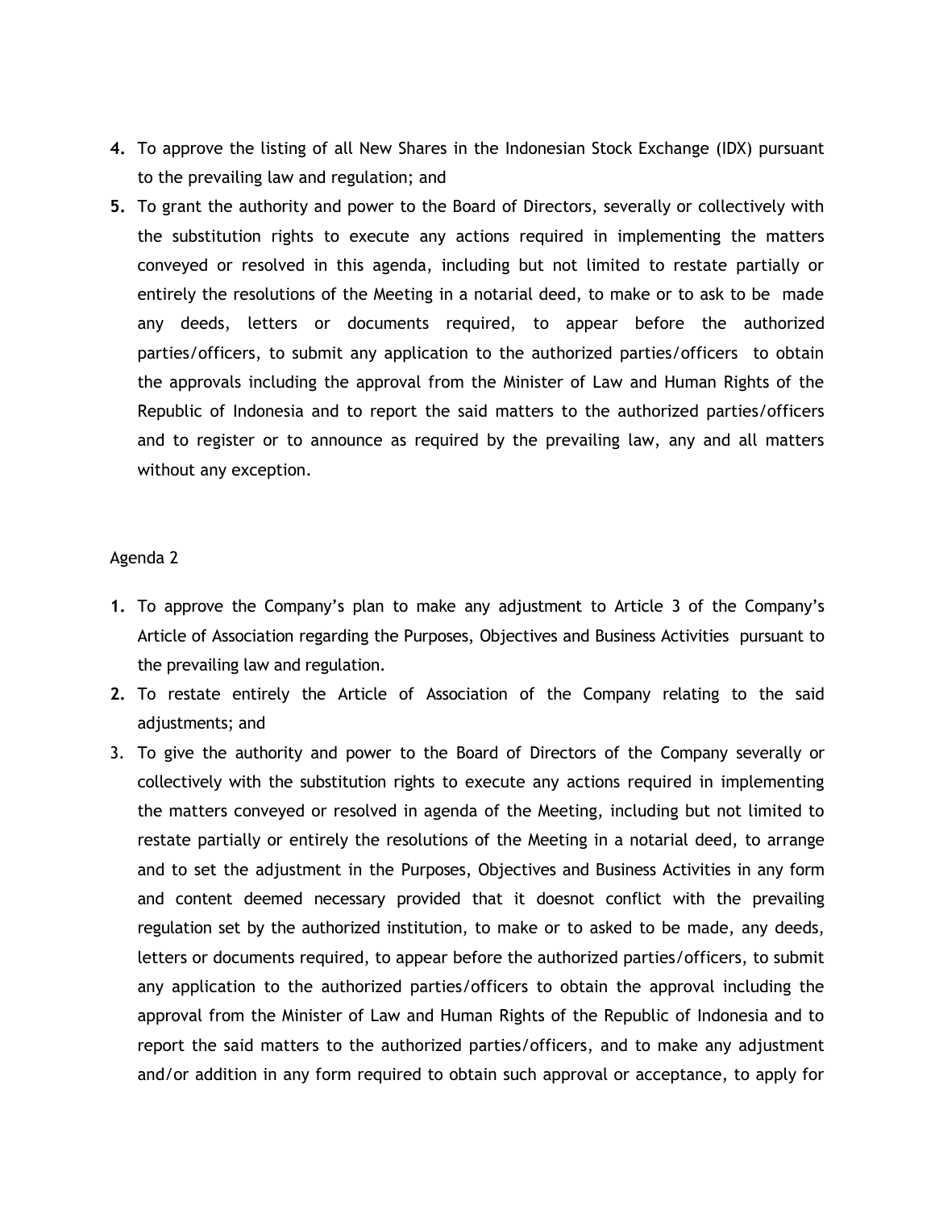4. To approve the listing of all New Shares in the Indonesian Stock Exchange (IDX) pursuant to the prevailing law and regulation; and
5. To grant the authority and power to the Board of Directors, severally or collectively with the substitution rights to execute any actions required in implementing the matters conveyed or resolved in this agenda, including but not limited to restate partially or entirely the resolutions of the Meeting in a notarial deed, to make or to ask to be made any deeds, letters or documents required, to appear before the authorized parties/officers, to submit any application to the authorized parties/officers to obtain the approvals including the approval from the Minister of Law and Human Rights of the Republic of Indonesia and to report the said matters to the authorized parties/officers and to register or to announce as required by the prevailing law, any and all matters without any exception.

Agenda 2

1. To approve the Company's plan to make any adjustment to Article 3 of the Company's Article of Association regarding the Purposes, Objectives and Business Activities pursuant to the prevailing law and regulation.
2. To restate entirely the Article of Association of the Company relating to the said adjustments; and
3. To give the authority and power to the Board of Directors of the Company severally or collectively with the substitution rights to execute any actions required in implementing the matters conveyed or resolved in agenda of the Meeting, including but not limited to restate partially or entirely the resolutions of the Meeting in a notarial deed, to arrange and to set the adjustment in the Purposes, Objectives and Business Activities in any form and content deemed necessary provided that it doesnot conflict with the prevailing regulation set by the authorized institution, to make or to asked to be made, any deeds, letters or documents required, to appear before the authorized parties/officers, to submit any application to the authorized parties/officers to obtain the approval including the approval from the Minister of Law and Human Rights of the Republic of Indonesia and to report the said matters to the authorized parties/officers, and to make any adjustment and/or addition in any form required to obtain such approval or acceptance, to apply for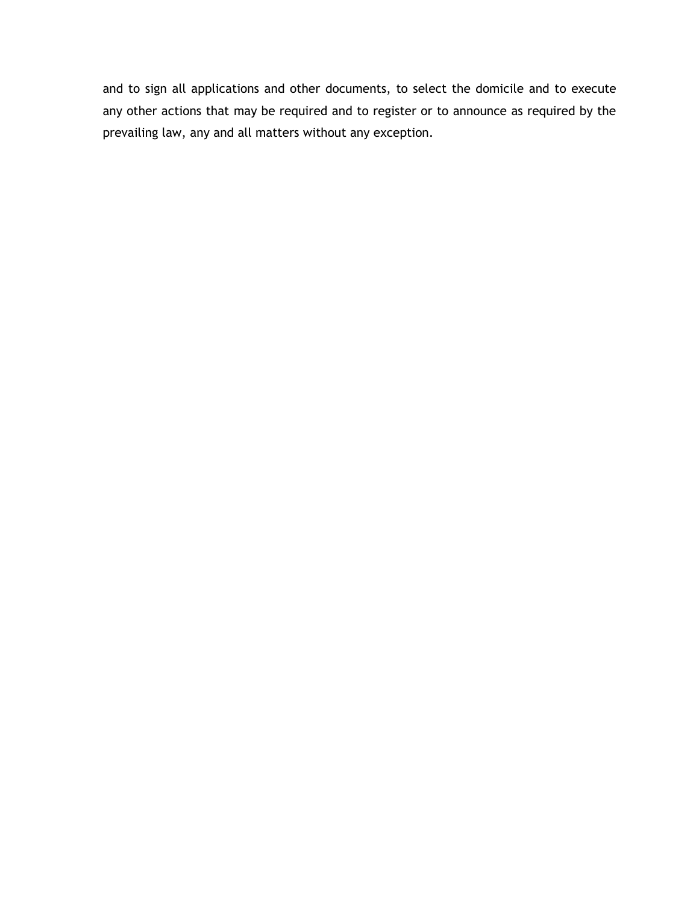and to sign all applications and other documents, to select the domicile and to execute any other actions that may be required and to register or to announce as required by the prevailing law, any and all matters without any exception.